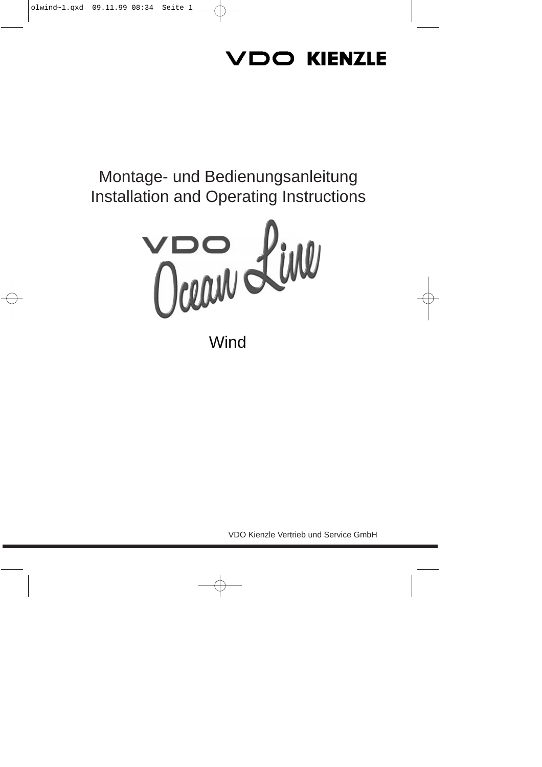VDO KIENZLE

Montage- und Bedienungsanleitung
Installation and Operating Instructions

VDO Ocean Line

Wind

VDO Kienzle Vertrieb und Service GmbH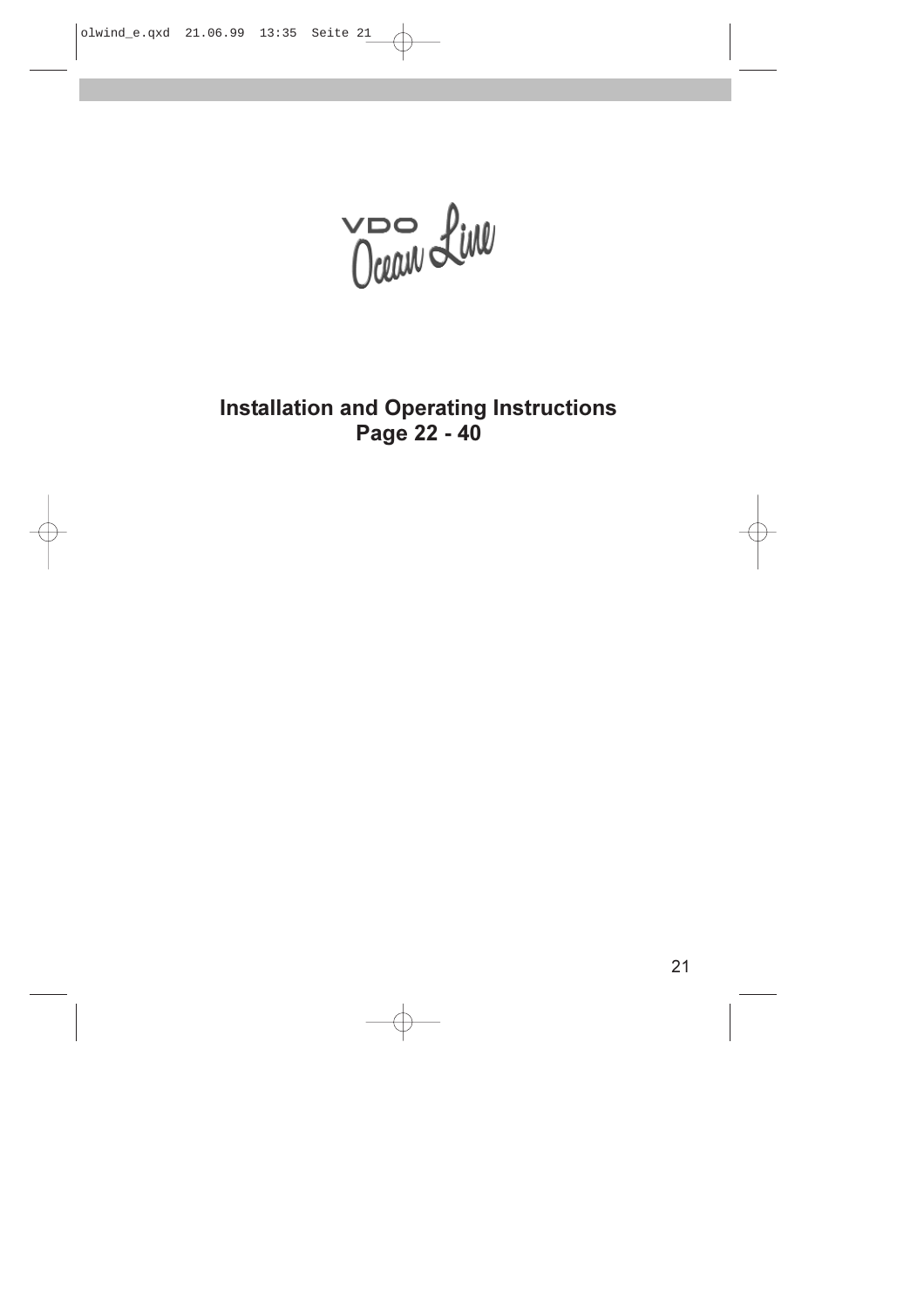VDO Ocean Line

**Installation and Operating Instructions**
**Page 22 - 40**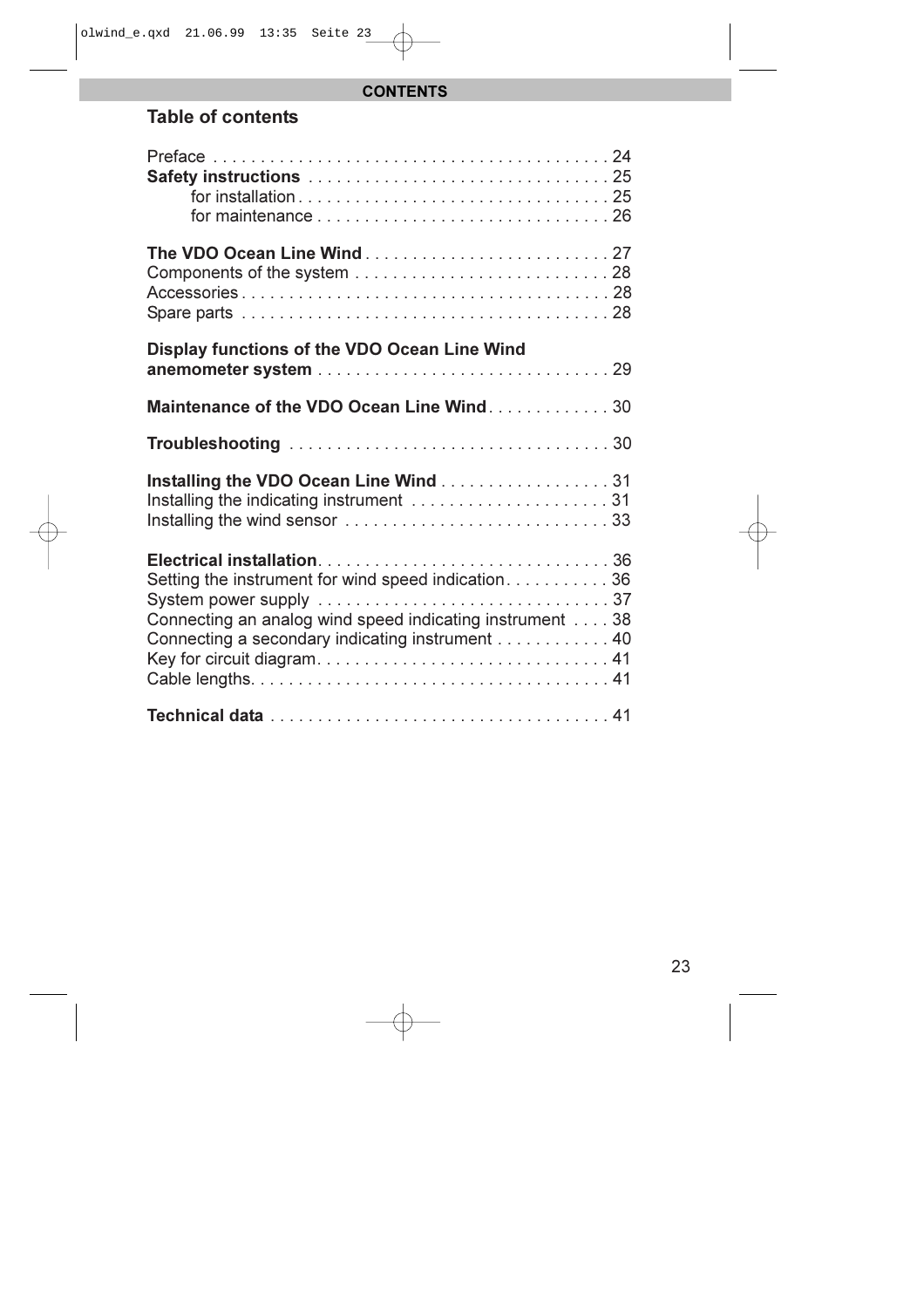# CONTENTS

## Table of contents

Preface . . . . . . . . . . . . . . . . . . . . . . . . . . . . . . . . . . . . . . . . . 24
**Safety instructions** . . . . . . . . . . . . . . . . . . . . . . . . . . . . . . . . 25
for installation . . . . . . . . . . . . . . . . . . . . . . . . . . . . . . . . 25
for maintenance . . . . . . . . . . . . . . . . . . . . . . . . . . . . . . 26

**The VDO Ocean Line Wind** . . . . . . . . . . . . . . . . . . . . . . . . . 27
Components of the system . . . . . . . . . . . . . . . . . . . . . . . . . . 28
Accessories . . . . . . . . . . . . . . . . . . . . . . . . . . . . . . . . . . . . . . 28
Spare parts . . . . . . . . . . . . . . . . . . . . . . . . . . . . . . . . . . . . . 28

**Display functions of the VDO Ocean Line Wind anemometer system** . . . . . . . . . . . . . . . . . . . . . . . . . . . . . . 29

**Maintenance of the VDO Ocean Line Wind** . . . . . . . . . . . . . 30

**Troubleshooting** . . . . . . . . . . . . . . . . . . . . . . . . . . . . . . . . . 30

**Installing the VDO Ocean Line Wind** . . . . . . . . . . . . . . . . . . 31
Installing the indicating instrument . . . . . . . . . . . . . . . . . . . . . 31
Installing the wind sensor . . . . . . . . . . . . . . . . . . . . . . . . . . . 33

**Electrical installation** . . . . . . . . . . . . . . . . . . . . . . . . . . . . . . 36
Setting the instrument for wind speed indication . . . . . . . . . . . 36
System power supply . . . . . . . . . . . . . . . . . . . . . . . . . . . . . . 37
Connecting an analog wind speed indicating instrument . . . . 38
Connecting a secondary indicating instrument . . . . . . . . . . . . 40
Key for circuit diagram . . . . . . . . . . . . . . . . . . . . . . . . . . . . . . 41
Cable lengths . . . . . . . . . . . . . . . . . . . . . . . . . . . . . . . . . . . . . 41

**Technical data** . . . . . . . . . . . . . . . . . . . . . . . . . . . . . . . . . . . 41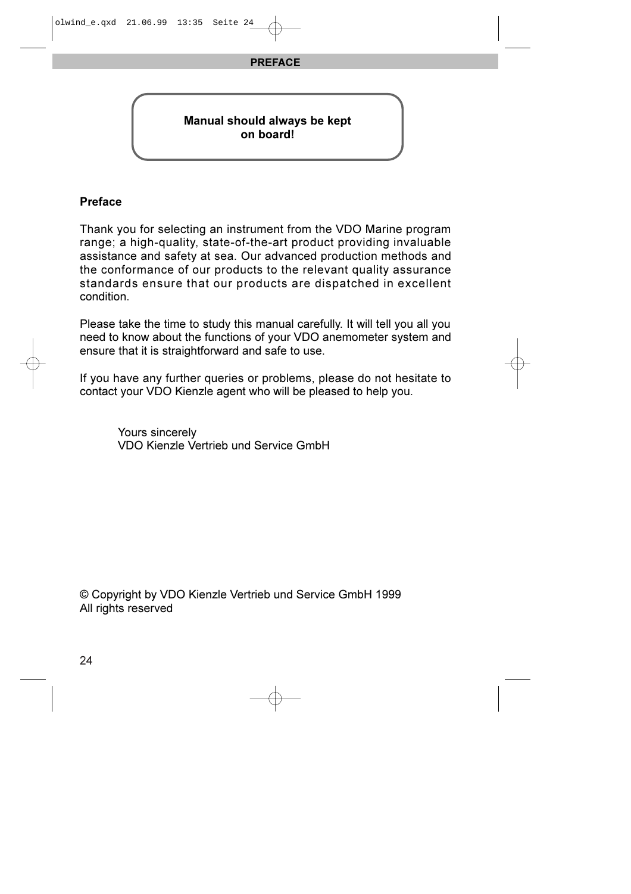**Manual should always be kept on board!**

## Preface

Thank you for selecting an instrument from the VDO Marine program range; a high-quality, state-of-the-art product providing invaluable assistance and safety at sea. Our advanced production methods and the conformance of our products to the relevant quality assurance standards ensure that our products are dispatched in excellent condition.

Please take the time to study this manual carefully. It will tell you all you need to know about the functions of your VDO anemometer system and ensure that it is straightforward and safe to use.

If you have any further queries or problems, please do not hesitate to contact your VDO Kienzle agent who will be pleased to help you.

Yours sincerely
VDO Kienzle Vertrieb und Service GmbH

© Copyright by VDO Kienzle Vertrieb und Service GmbH 1999
All rights reserved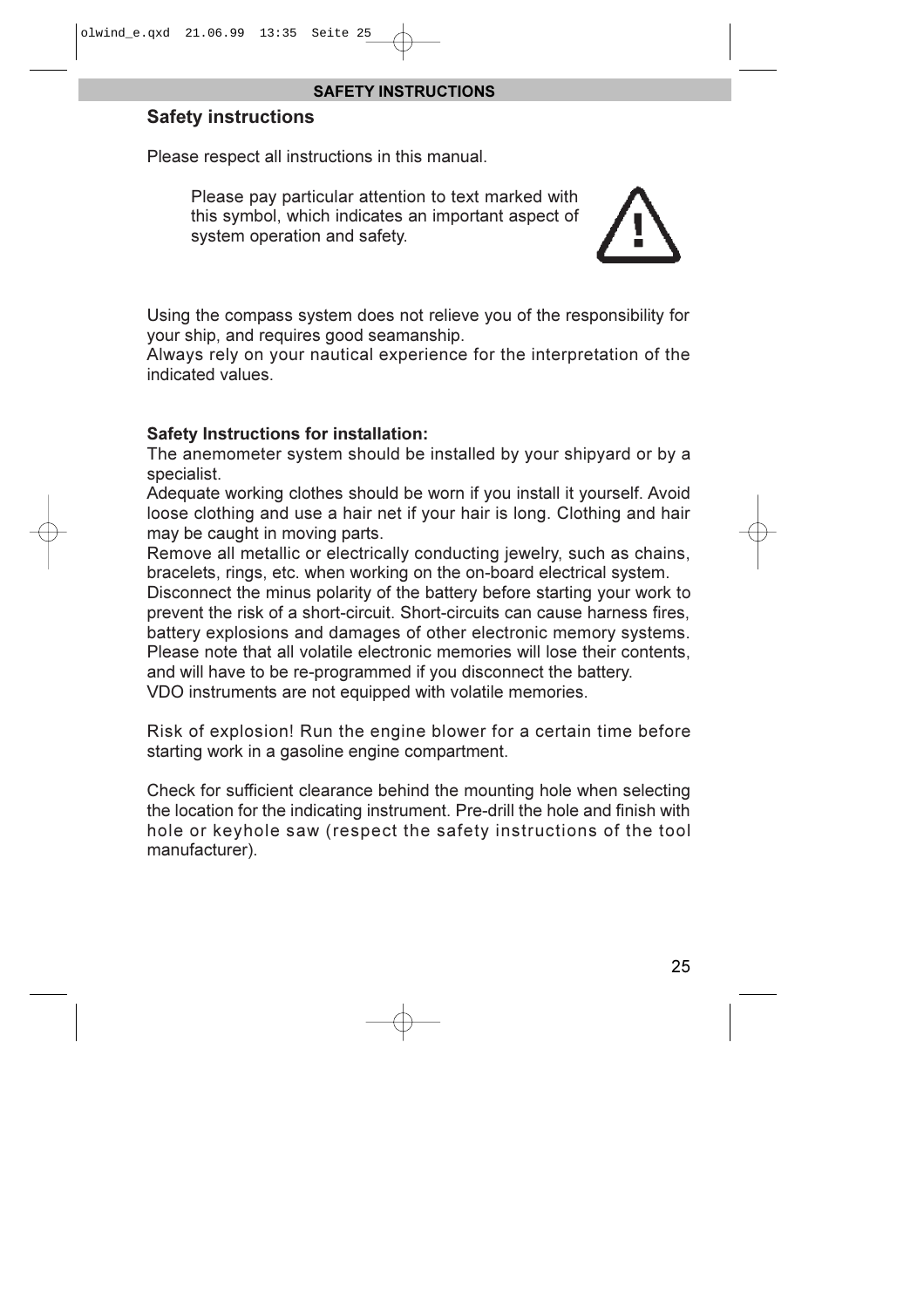## Safety instructions

Please respect all instructions in this manual.

Please pay particular attention to text marked with this symbol, which indicates an important aspect of system operation and safety.

Using the compass system does not relieve you of the responsibility for your ship, and requires good seamanship.
Always rely on your nautical experience for the interpretation of the indicated values.

**Safety Instructions for installation:**
The anemometer system should be installed by your shipyard or by a specialist.
Adequate working clothes should be worn if you install it yourself. Avoid loose clothing and use a hair net if your hair is long. Clothing and hair may be caught in moving parts.
Remove all metallic or electrically conducting jewelry, such as chains, bracelets, rings, etc. when working on the on-board electrical system.
Disconnect the minus polarity of the battery before starting your work to prevent the risk of a short-circuit. Short-circuits can cause harness fires, battery explosions and damages of other electronic memory systems.
Please note that all volatile electronic memories will lose their contents, and will have to be re-programmed if you disconnect the battery.
VDO instruments are not equipped with volatile memories.

Risk of explosion! Run the engine blower for a certain time before starting work in a gasoline engine compartment.

Check for sufficient clearance behind the mounting hole when selecting the location for the indicating instrument. Pre-drill the hole and finish with hole or keyhole saw (respect the safety instructions of the tool manufacturer).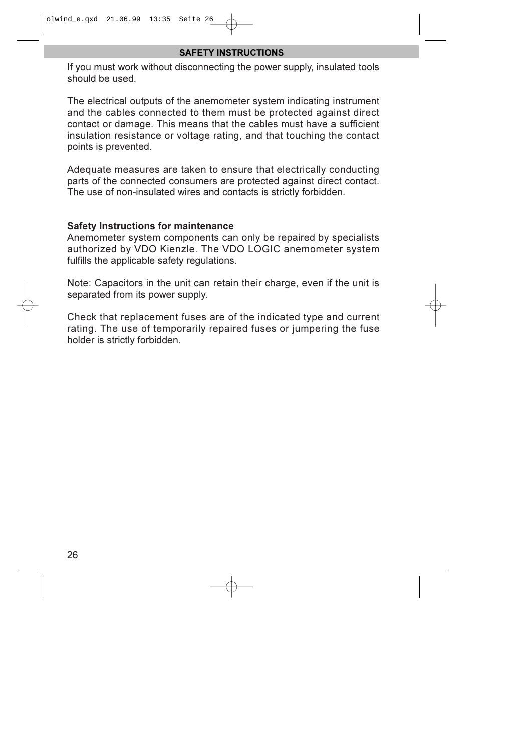## SAFETY INSTRUCTIONS

If you must work without disconnecting the power supply, insulated tools should be used.

The electrical outputs of the anemometer system indicating instrument and the cables connected to them must be protected against direct contact or damage. This means that the cables must have a sufficient insulation resistance or voltage rating, and that touching the contact points is prevented.

Adequate measures are taken to ensure that electrically conducting parts of the connected consumers are protected against direct contact. The use of non-insulated wires and contacts is strictly forbidden.

**Safety Instructions for maintenance**

Anemometer system components can only be repaired by specialists authorized by VDO Kienzle. The VDO LOGIC anemometer system fulfills the applicable safety regulations.

Note: Capacitors in the unit can retain their charge, even if the unit is separated from its power supply.

Check that replacement fuses are of the indicated type and current rating. The use of temporarily repaired fuses or jumpering the fuse holder is strictly forbidden.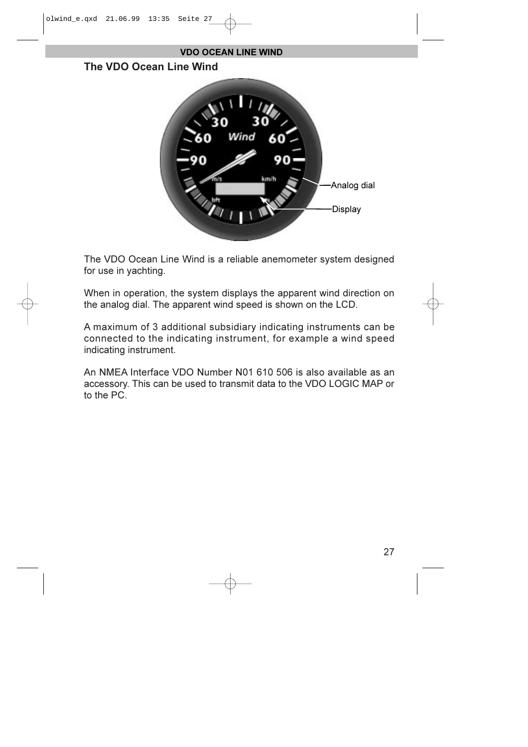## The VDO Ocean Line Wind

Analog dial

Display

The VDO Ocean Line Wind is a reliable anemometer system designed for use in yachting.

When in operation, the system displays the apparent wind direction on the analog dial. The apparent wind speed is shown on the LCD.

A maximum of 3 additional subsidiary indicating instruments can be connected to the indicating instrument, for example a wind speed indicating instrument.

An NMEA Interface VDO Number N01 610 506 is also available as an accessory. This can be used to transmit data to the VDO LOGIC MAP or to the PC.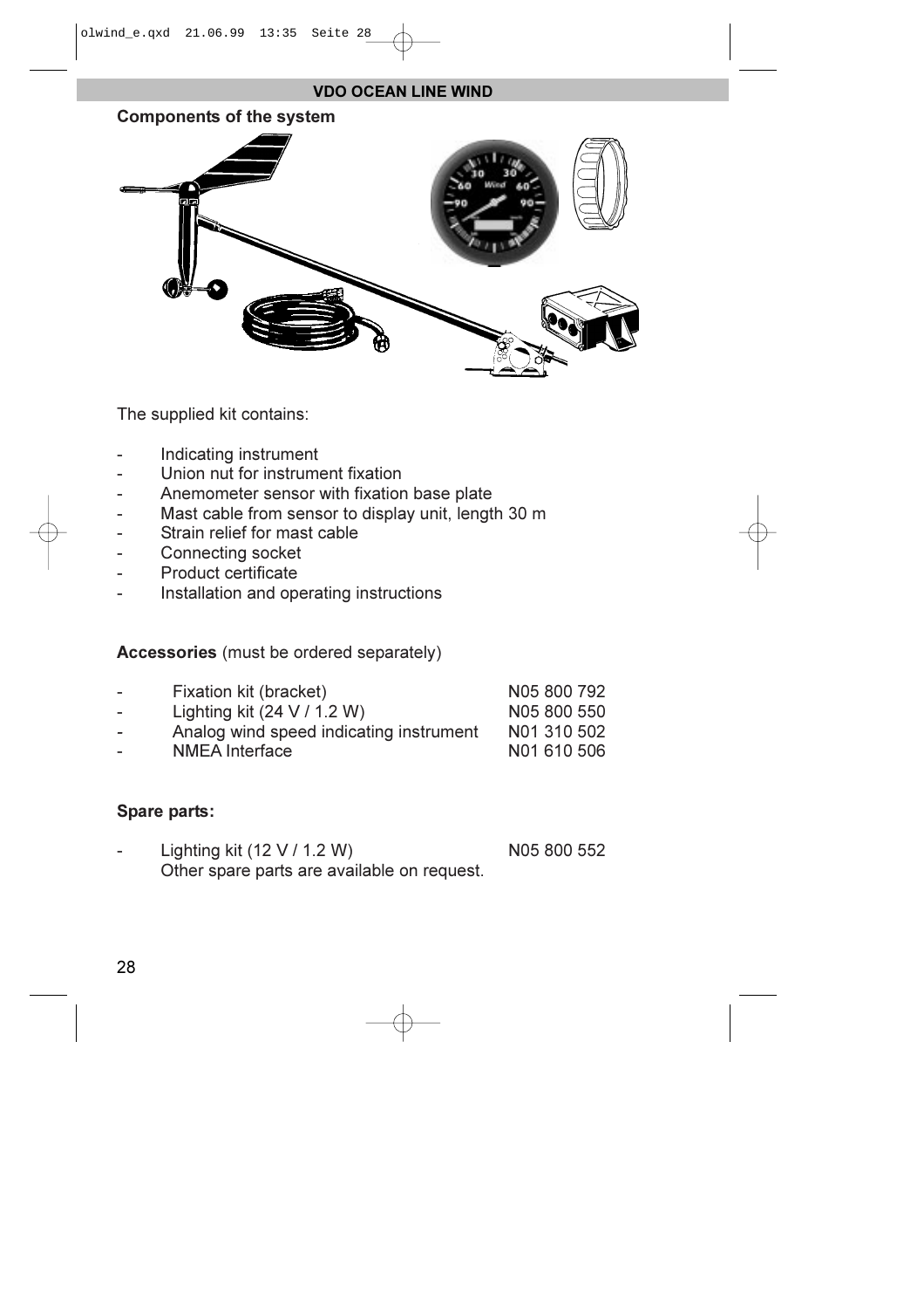## VDO OCEAN LINE WIND

### Components of the system

The supplied kit contains:

- Indicating instrument
- Union nut for instrument fixation
- Anemometer sensor with fixation base plate
- Mast cable from sensor to display unit, length 30 m
- Strain relief for mast cable
- Connecting socket
- Product certificate
- Installation and operating instructions

**Accessories** (must be ordered separately)

| | | |
|---|---|---|
| - | Fixation kit (bracket) | N05 800 792 |
| - | Lighting kit (24 V / 1.2 W) | N05 800 550 |
| - | Analog wind speed indicating instrument | N01 310 502 |
| - | NMEA Interface | N01 610 506 |

**Spare parts:**

- Lighting kit (12 V / 1.2 W) N05 800 552
  Other spare parts are available on request.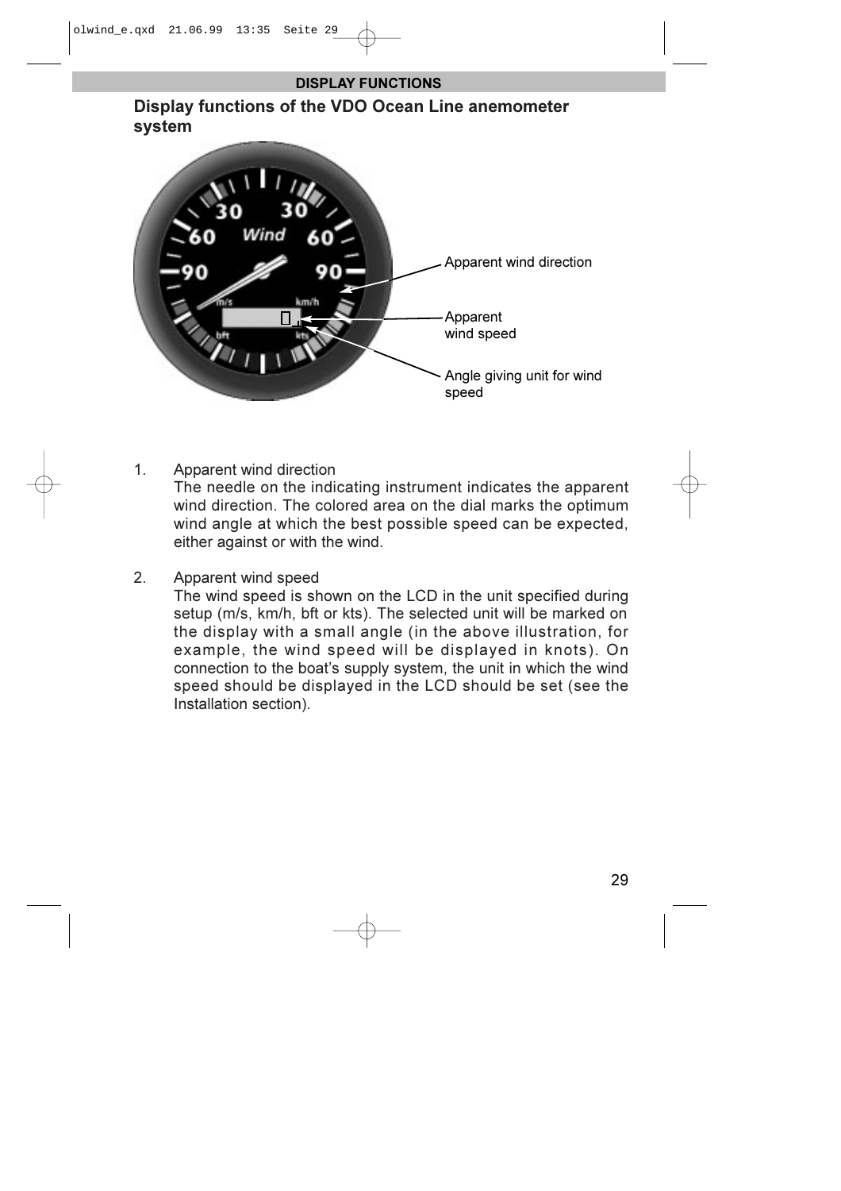## DISPLAY FUNCTIONS

### Display functions of the VDO Ocean Line anemometer system

Apparent wind direction

Apparent wind speed

Angle giving unit for wind speed

1. Apparent wind direction
   The needle on the indicating instrument indicates the apparent wind direction. The colored area on the dial marks the optimum wind angle at which the best possible speed can be expected, either against or with the wind.

2. Apparent wind speed
   The wind speed is shown on the LCD in the unit specified during setup (m/s, km/h, bft or kts). The selected unit will be marked on the display with a small angle (in the above illustration, for example, the wind speed will be displayed in knots). On connection to the boat's supply system, the unit in which the wind speed should be displayed in the LCD should be set (see the Installation section).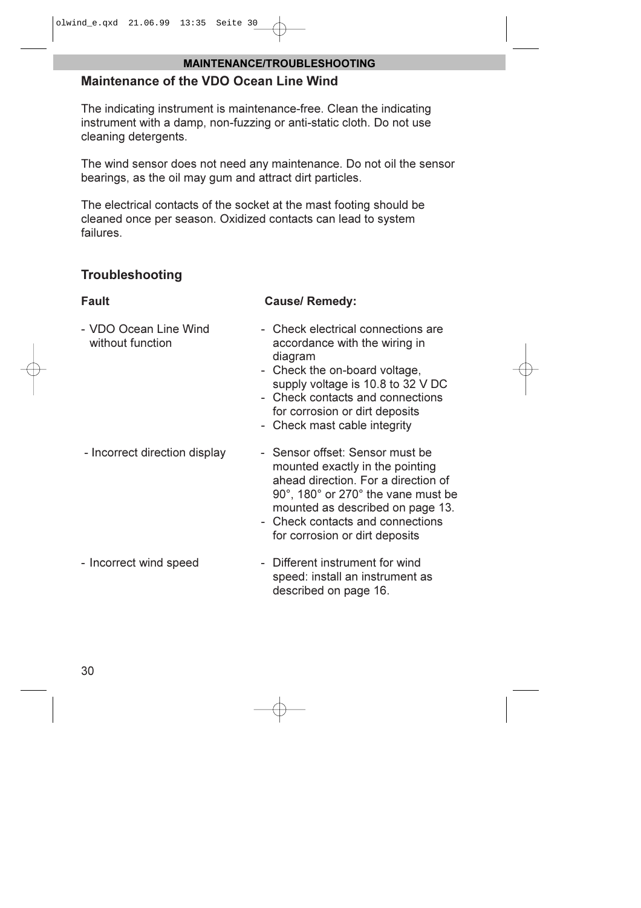## MAINTENANCE/TROUBLESHOOTING

### Maintenance of the VDO Ocean Line Wind

The indicating instrument is maintenance-free. Clean the indicating instrument with a damp, non-fuzzing or anti-static cloth. Do not use cleaning detergents.

The wind sensor does not need any maintenance. Do not oil the sensor bearings, as the oil may gum and attract dirt particles.

The electrical contacts of the socket at the mast footing should be cleaned once per season. Oxidized contacts can lead to system failures.

### Troubleshooting

| Fault | Cause/ Remedy: |
| --- | --- |
| - VDO Ocean Line Wind without function | - Check electrical connections are accordance with the wiring in diagram<br>- Check the on-board voltage, supply voltage is 10.8 to 32 V DC<br>- Check contacts and connections for corrosion or dirt deposits<br>- Check mast cable integrity |
| - Incorrect direction display | - Sensor offset: Sensor must be mounted exactly in the pointing ahead direction. For a direction of 90°, 180° or 270° the vane must be mounted as described on page 13.<br>- Check contacts and connections for corrosion or dirt deposits |
| - Incorrect wind speed | - Different instrument for wind speed: install an instrument as described on page 16. |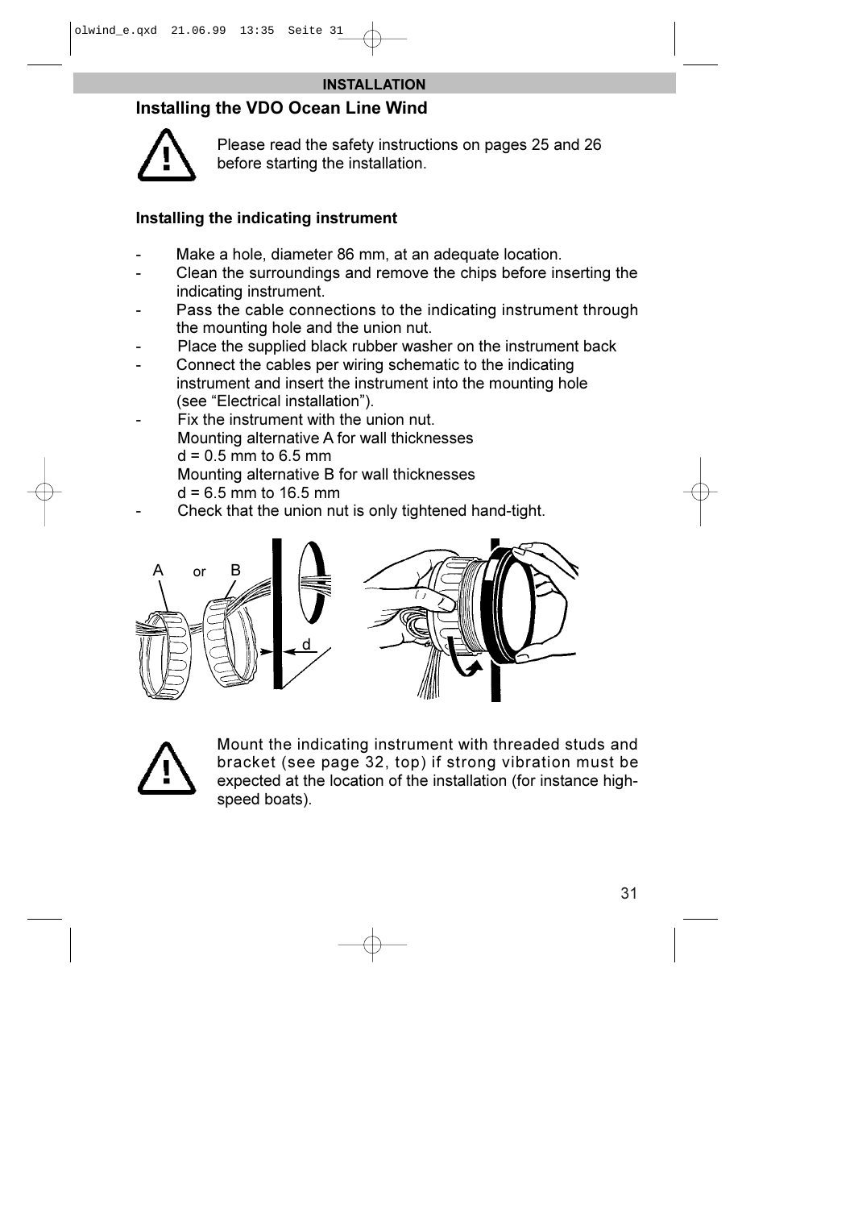INSTALLATION

## Installing the VDO Ocean Line Wind

Please read the safety instructions on pages 25 and 26 before starting the installation.

### Installing the indicating instrument

- Make a hole, diameter 86 mm, at an adequate location.
- Clean the surroundings and remove the chips before inserting the indicating instrument.
- Pass the cable connections to the indicating instrument through the mounting hole and the union nut.
- Place the supplied black rubber washer on the instrument back
- Connect the cables per wiring schematic to the indicating instrument and insert the instrument into the mounting hole (see "Electrical installation").
- Fix the instrument with the union nut.
  Mounting alternative A for wall thicknesses
  d = 0.5 mm to 6.5 mm
  Mounting alternative B for wall thicknesses
  d = 6.5 mm to 16.5 mm
- Check that the union nut is only tightened hand-tight.

Mount the indicating instrument with threaded studs and bracket (see page 32, top) if strong vibration must be expected at the location of the installation (for instance high-speed boats).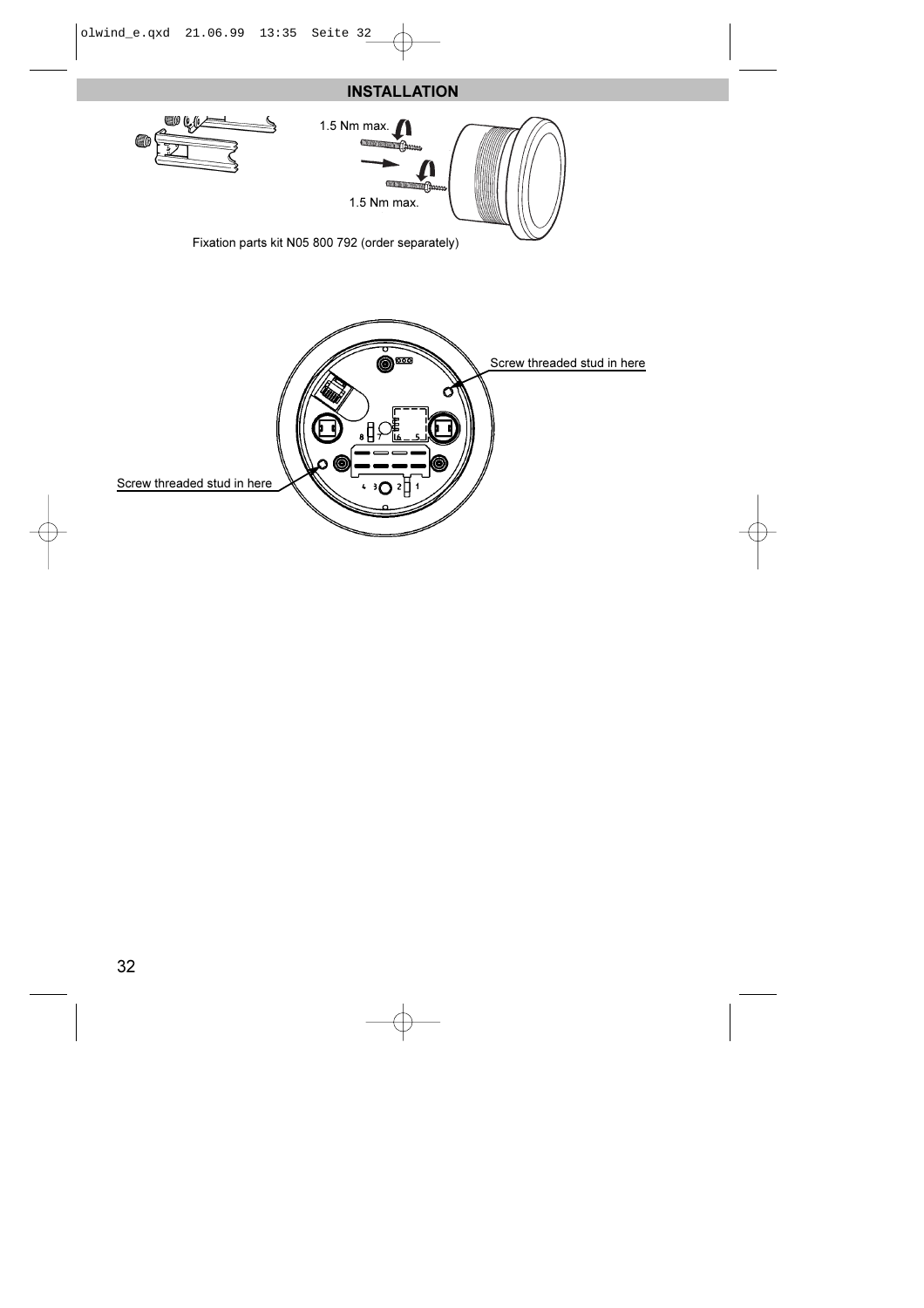## INSTALLATION

1.5 Nm max.

1.5 Nm max.

Fixation parts kit N05 800 792 (order separately)

Screw threaded stud in here

Screw threaded stud in here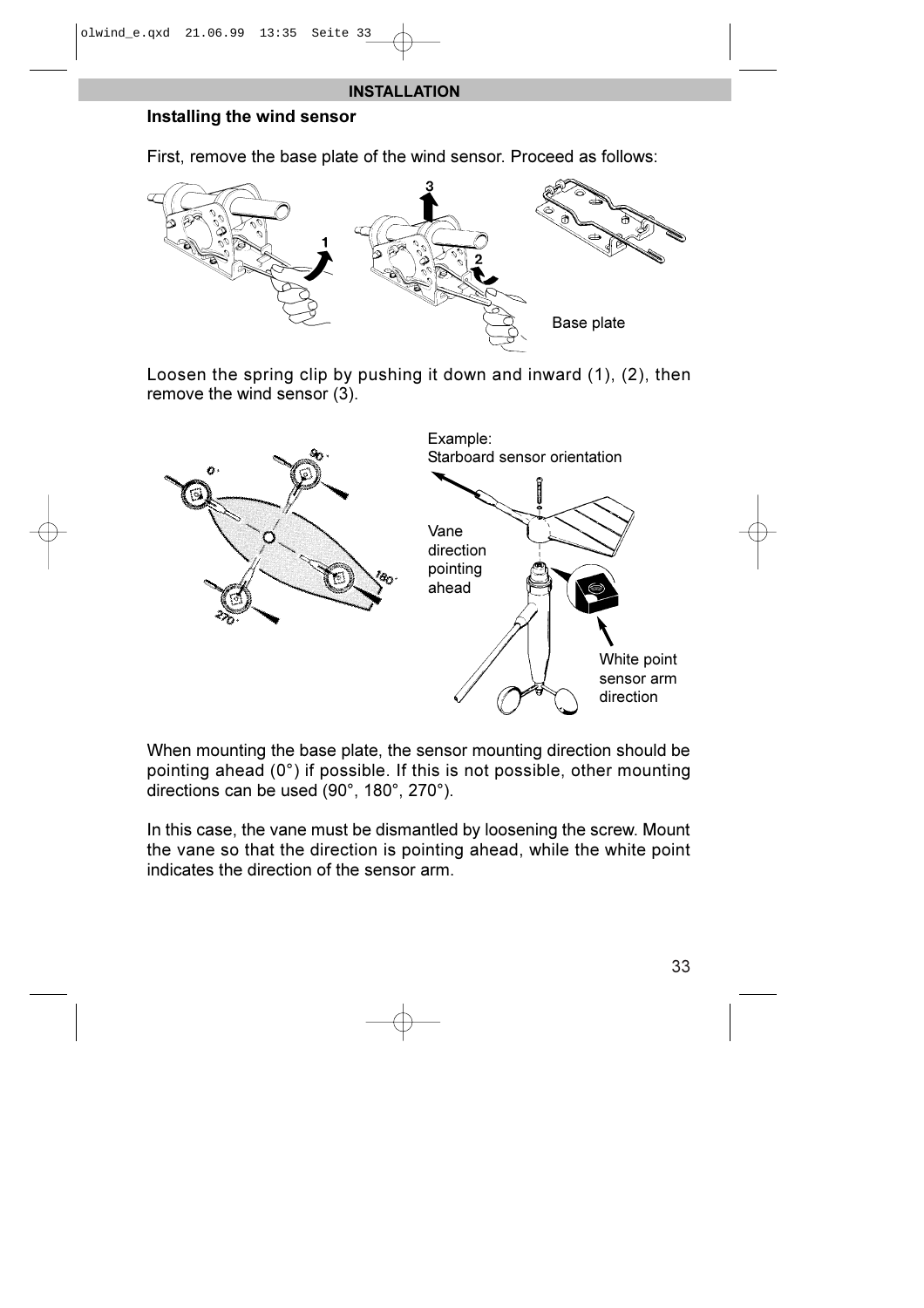## INSTALLATION

### Installing the wind sensor

First, remove the base plate of the wind sensor. Proceed as follows:

Base plate

Loosen the spring clip by pushing it down and inward (1), (2), then remove the wind sensor (3).

Example:
Starboard sensor orientation

Vane direction pointing ahead

White point sensor arm direction

When mounting the base plate, the sensor mounting direction should be pointing ahead (0°) if possible. If this is not possible, other mounting directions can be used (90°, 180°, 270°).

In this case, the vane must be dismantled by loosening the screw. Mount the vane so that the direction is pointing ahead, while the white point indicates the direction of the sensor arm.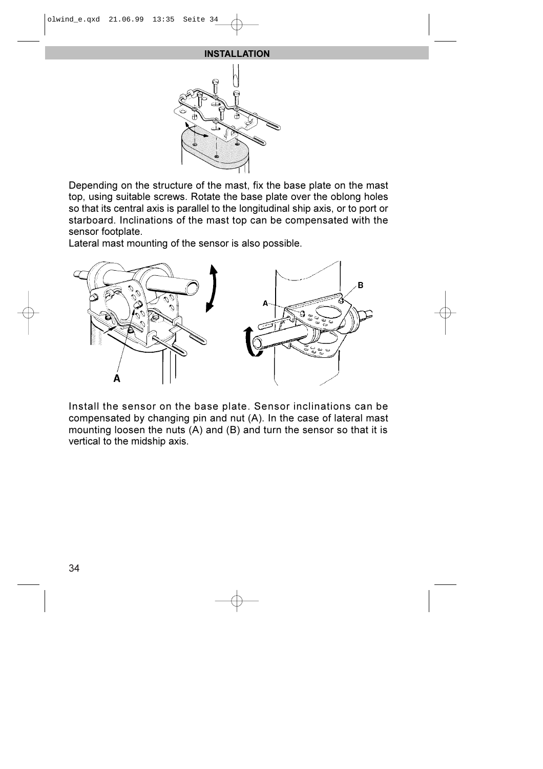## INSTALLATION

Depending on the structure of the mast, fix the base plate on the mast top, using suitable screws. Rotate the base plate over the oblong holes so that its central axis is parallel to the longitudinal ship axis, or to port or starboard. Inclinations of the mast top can be compensated with the sensor footplate.
Lateral mast mounting of the sensor is also possible.

Install the sensor on the base plate. Sensor inclinations can be compensated by changing pin and nut (A). In the case of lateral mast mounting loosen the nuts (A) and (B) and turn the sensor so that it is vertical to the midship axis.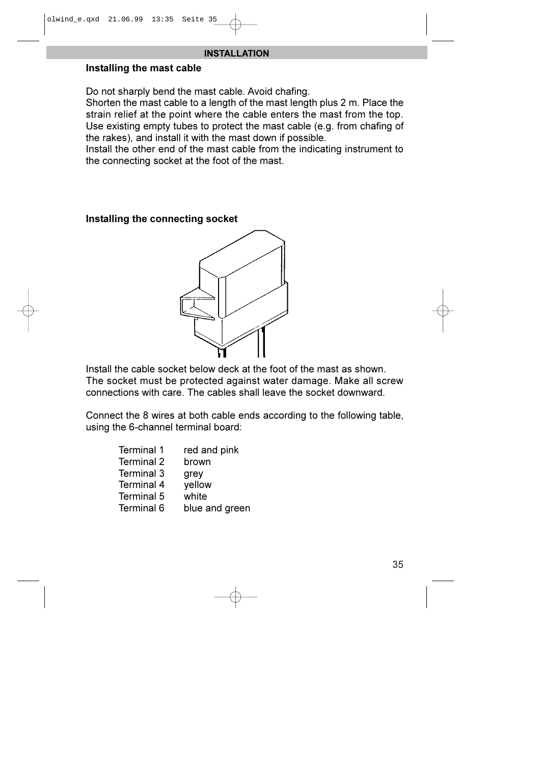## INSTALLATION

### Installing the mast cable

Do not sharply bend the mast cable. Avoid chafing.
Shorten the mast cable to a length of the mast length plus 2 m. Place the strain relief at the point where the cable enters the mast from the top. Use existing empty tubes to protect the mast cable (e.g. from chafing of the rakes), and install it with the mast down if possible.
Install the other end of the mast cable from the indicating instrument to the connecting socket at the foot of the mast.

### Installing the connecting socket

Install the cable socket below deck at the foot of the mast as shown. The socket must be protected against water damage. Make all screw connections with care. The cables shall leave the socket downward.

Connect the 8 wires at both cable ends according to the following table, using the 6-channel terminal board:

| | |
|---|---|
| Terminal 1 | red and pink |
| Terminal 2 | brown |
| Terminal 3 | grey |
| Terminal 4 | yellow |
| Terminal 5 | white |
| Terminal 6 | blue and green |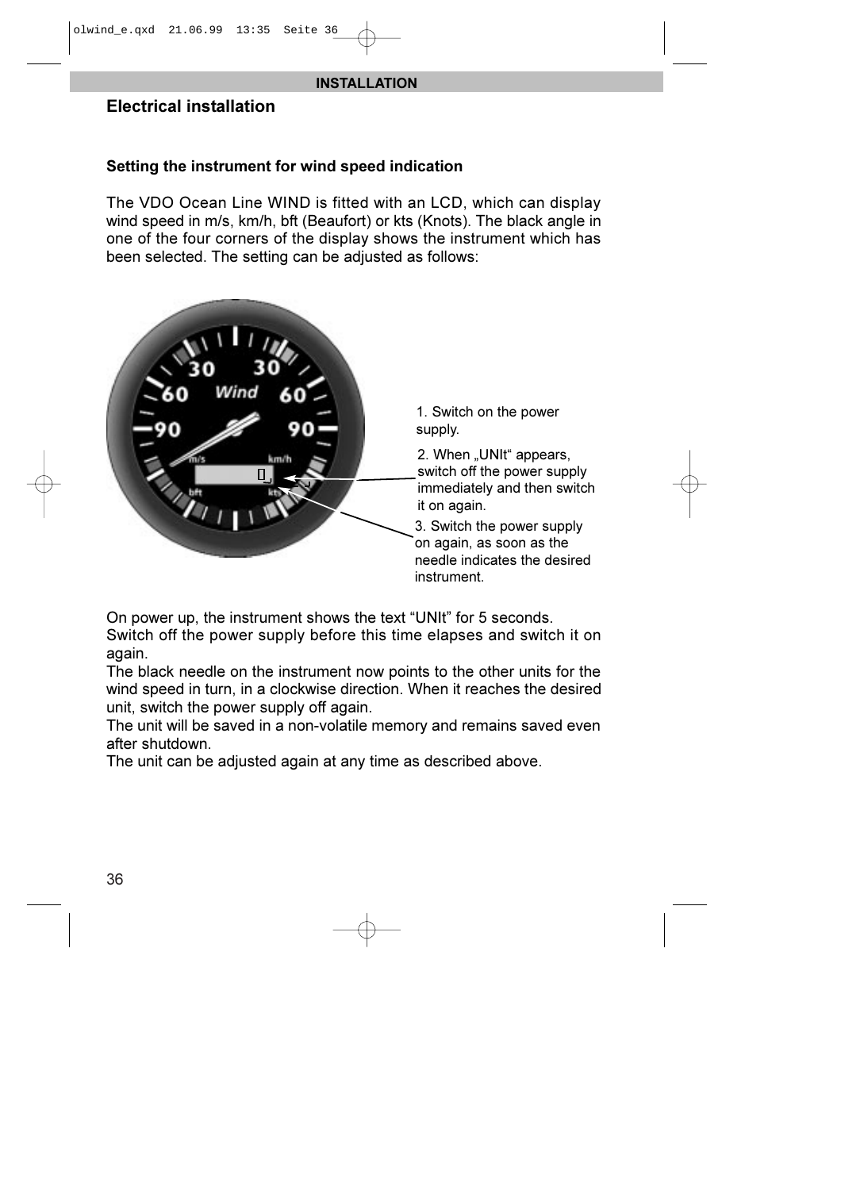## Electrical installation

### Setting the instrument for wind speed indication

The VDO Ocean Line WIND is fitted with an LCD, which can display wind speed in m/s, km/h, bft (Beaufort) or kts (Knots). The black angle in one of the four corners of the display shows the instrument which has been selected. The setting can be adjusted as follows:

1. Switch on the power supply.
2. When „UNIt" appears, switch off the power supply immediately and then switch it on again.
3. Switch the power supply on again, as soon as the needle indicates the desired instrument.

On power up, the instrument shows the text "UNIt" for 5 seconds. Switch off the power supply before this time elapses and switch it on again.
The black needle on the instrument now points to the other units for the wind speed in turn, in a clockwise direction. When it reaches the desired unit, switch the power supply off again.
The unit will be saved in a non-volatile memory and remains saved even after shutdown.
The unit can be adjusted again at any time as described above.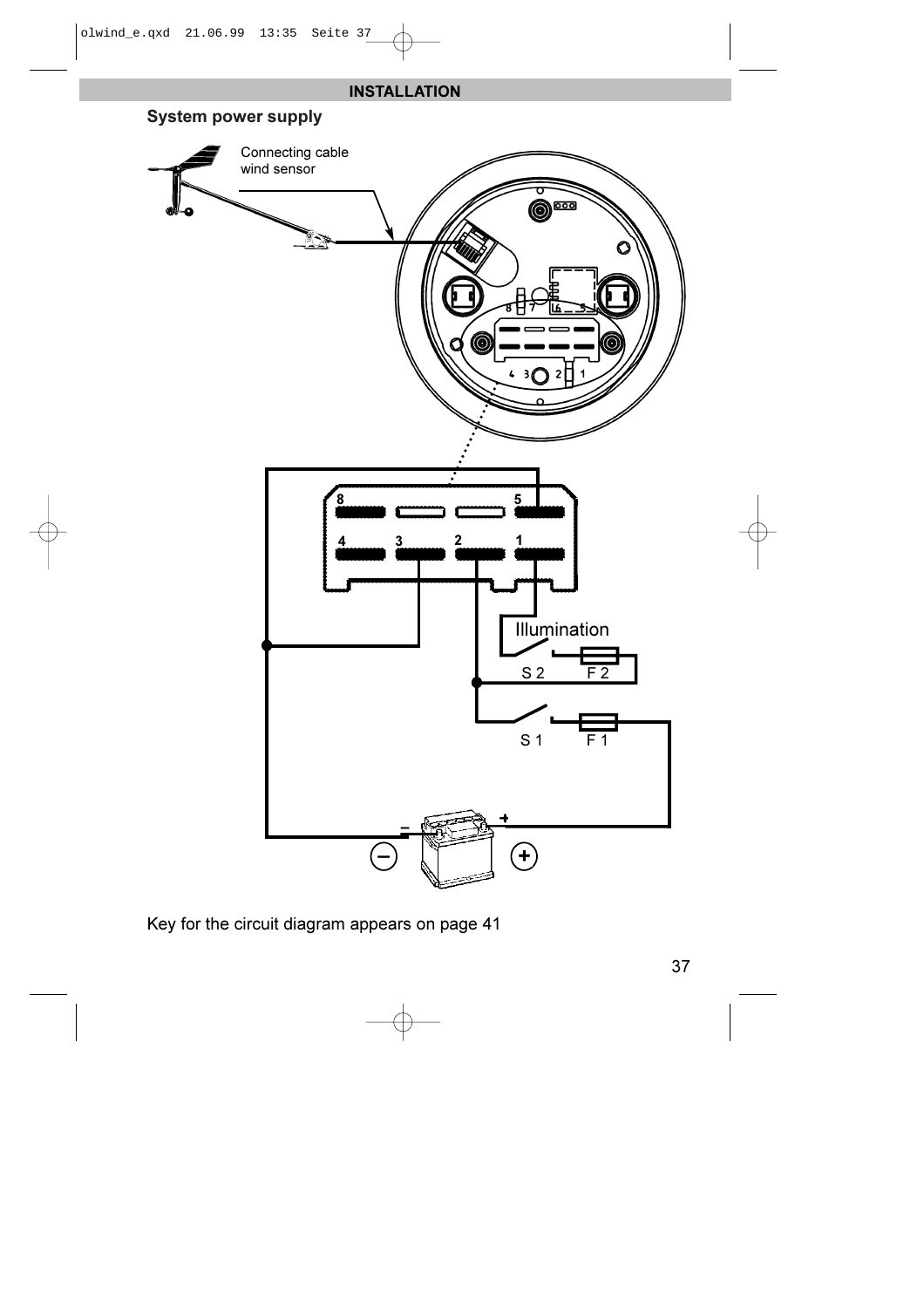## INSTALLATION

### System power supply

Connecting cable wind sensor

Illumination

S 2 F 2

S 1 F 1

Key for the circuit diagram appears on page 41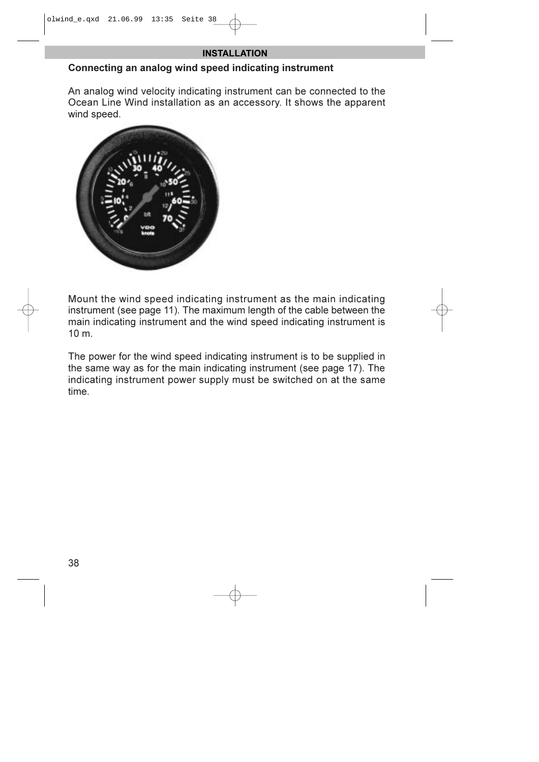## INSTALLATION

### Connecting an analog wind speed indicating instrument

An analog wind velocity indicating instrument can be connected to the Ocean Line Wind installation as an accessory. It shows the apparent wind speed.

Mount the wind speed indicating instrument as the main indicating instrument (see page 11). The maximum length of the cable between the main indicating instrument and the wind speed indicating instrument is 10 m.

The power for the wind speed indicating instrument is to be supplied in the same way as for the main indicating instrument (see page 17). The indicating instrument power supply must be switched on at the same time.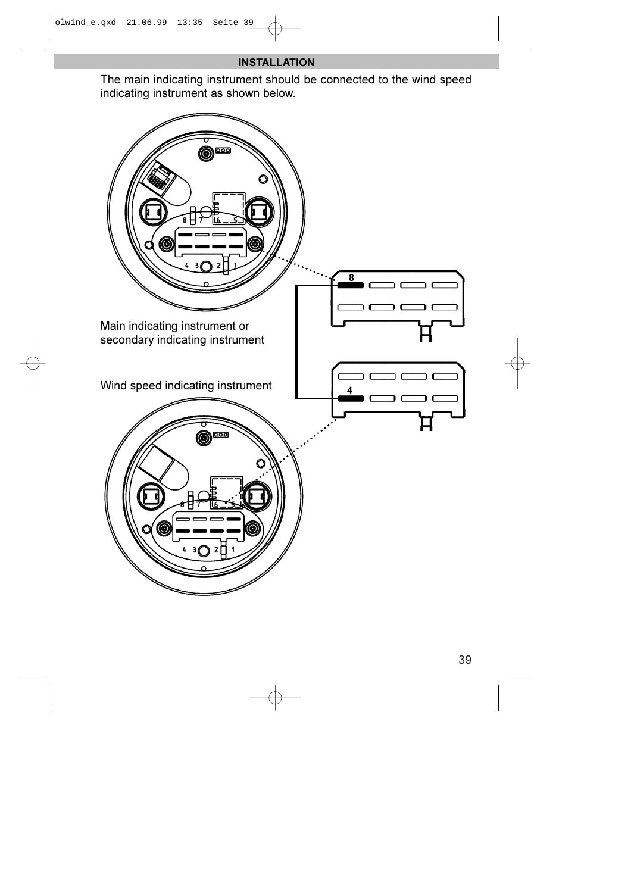## INSTALLATION

The main indicating instrument should be connected to the wind speed indicating instrument as shown below.

Main indicating instrument or secondary indicating instrument

Wind speed indicating instrument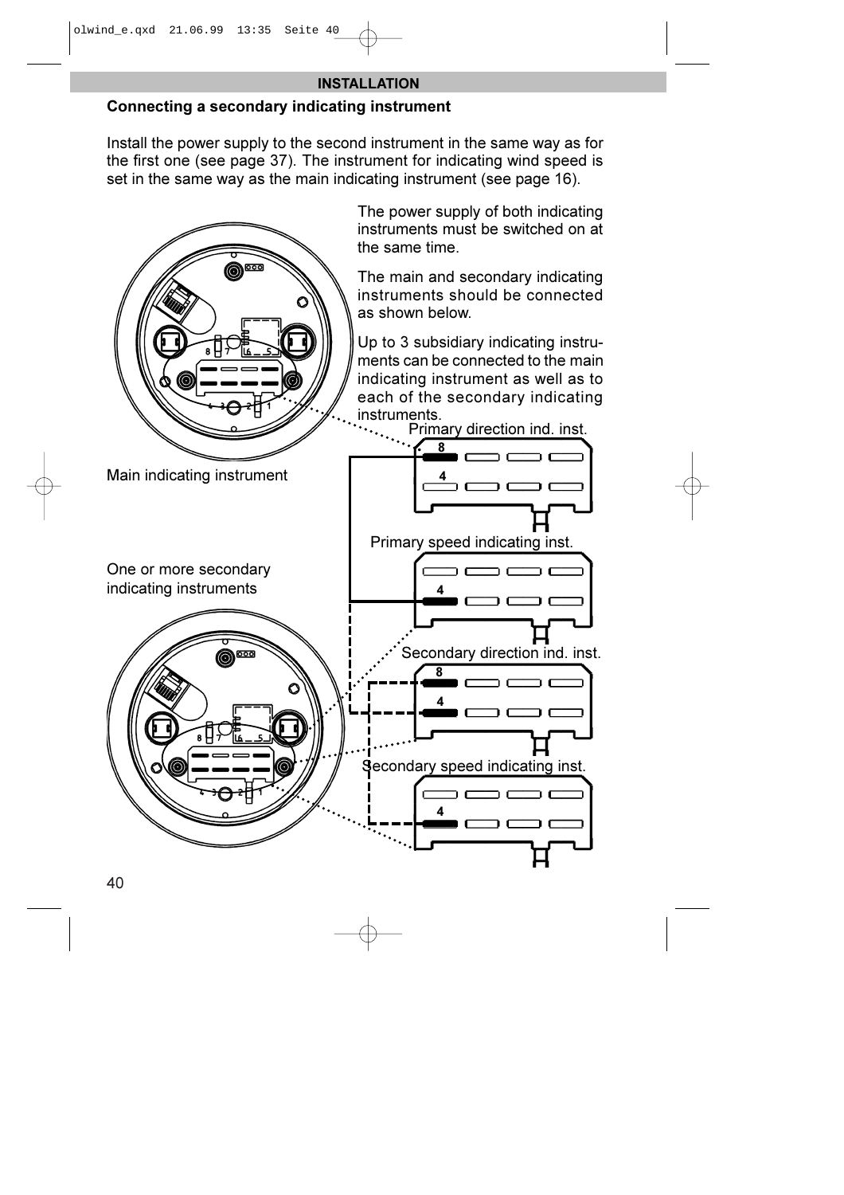## INSTALLATION

### Connecting a secondary indicating instrument

Install the power supply to the second instrument in the same way as for the first one (see page 37). The instrument for indicating wind speed is set in the same way as the main indicating instrument (see page 16).

The power supply of both indicating instruments must be switched on at the same time.

The main and secondary indicating instruments should be connected as shown below.

Up to 3 subsidiary indicating instruments can be connected to the main indicating instrument as well as to each of the secondary indicating instruments.

Main indicating instrument

One or more secondary indicating instruments

Primary direction ind. inst.

Primary speed indicating inst.

Secondary direction ind. inst.

Secondary speed indicating inst.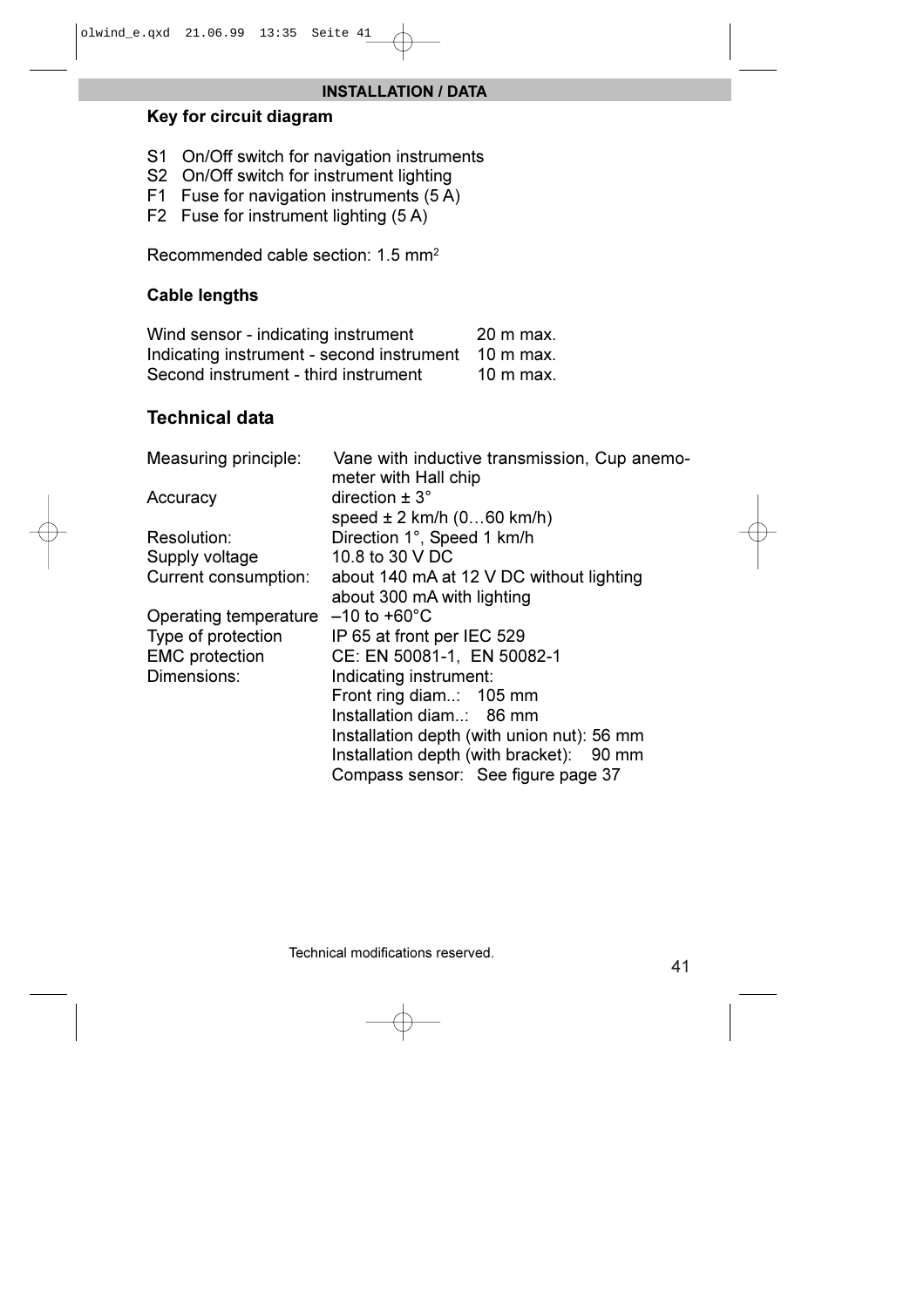## INSTALLATION / DATA

### Key for circuit diagram

S1 On/Off switch for navigation instruments
S2 On/Off switch for instrument lighting
F1 Fuse for navigation instruments (5 A)
F2 Fuse for instrument lighting (5 A)

Recommended cable section: 1.5 mm²

### Cable lengths

| | |
|---|---|
| Wind sensor - indicating instrument | 20 m max. |
| Indicating instrument - second instrument | 10 m max. |
| Second instrument - third instrument | 10 m max. |

## Technical data

| | |
|---|---|
| Measuring principle: | Vane with inductive transmission, Cup anemometer with Hall chip |
| Accuracy | direction ± 3°<br>speed ± 2 km/h (0…60 km/h) |
| Resolution: | Direction 1°, Speed 1 km/h |
| Supply voltage | 10.8 to 30 V DC |
| Current consumption: | about 140 mA at 12 V DC without lighting<br>about 300 mA with lighting |
| Operating temperature | –10 to +60°C |
| Type of protection | IP 65 at front per IEC 529 |
| EMC protection | CE: EN 50081-1, EN 50082-1 |
| Dimensions: | Indicating instrument:<br>Front ring diam..: 105 mm<br>Installation diam..: 86 mm<br>Installation depth (with union nut): 56 mm<br>Installation depth (with bracket): 90 mm<br>Compass sensor: See figure page 37 |

Technical modifications reserved.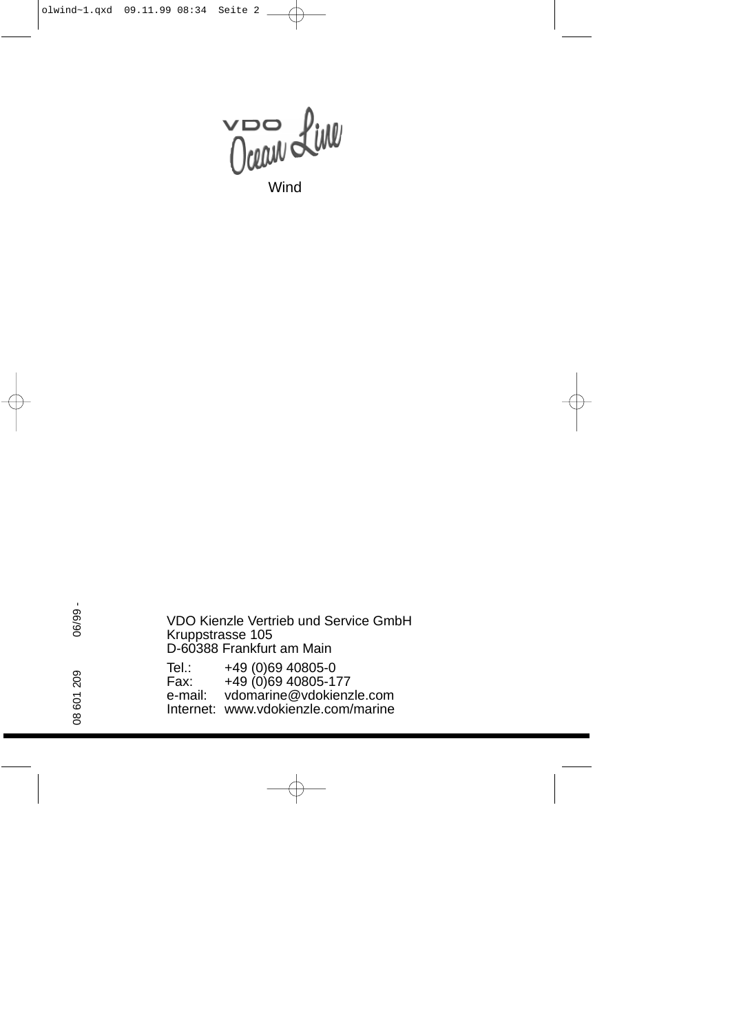VDO Ocean Line

Wind

VDO Kienzle Vertrieb und Service GmbH
Kruppstrasse 105
D-60388 Frankfurt am Main

Tel.: +49 (0)69 40805-0
Fax: +49 (0)69 40805-177
e-mail: vdomarine@vdokienzle.com
Internet: www.vdokienzle.com/marine

08 601 209 06/99 -